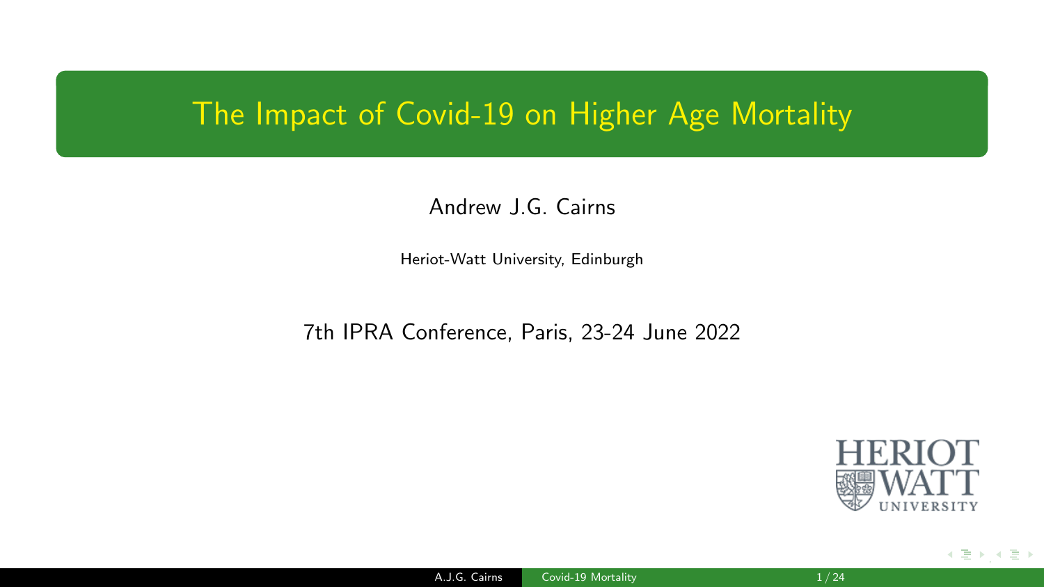# The Impact of Covid-19 on Higher Age Mortality

Andrew J.G. Cairns

Heriot-Watt University, Edinburgh

7th IPRA Conference, Paris, 23-24 June 2022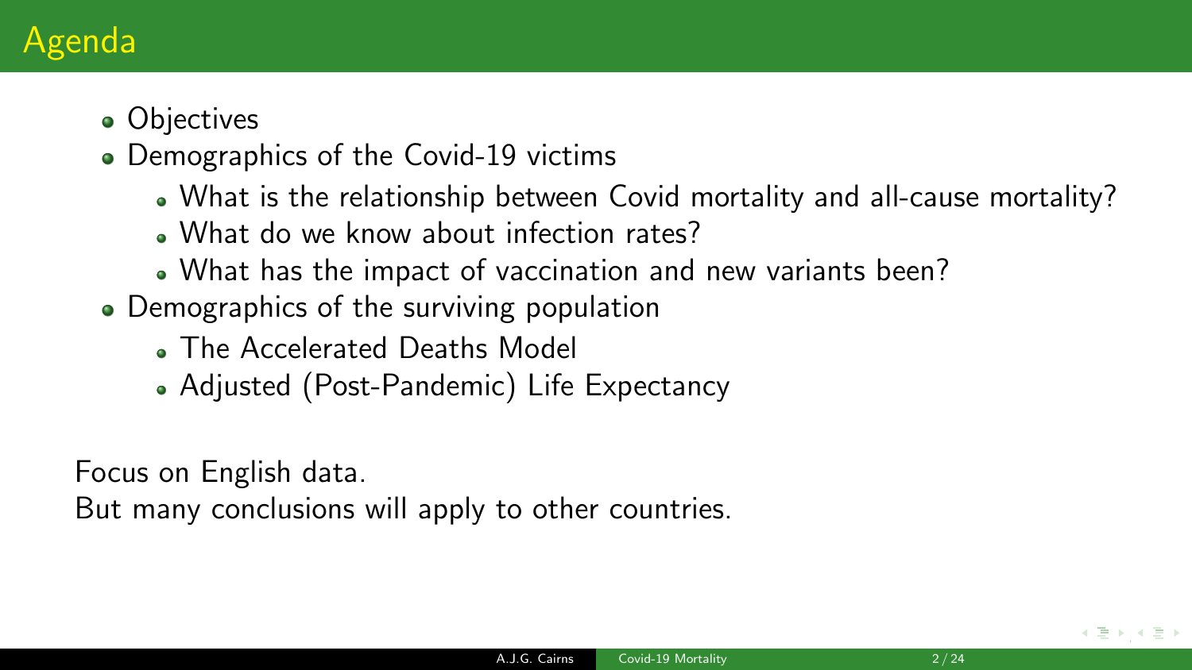# Agenda

- Objectives
- Demographics of the Covid-19 victims
  - What is the relationship between Covid mortality and all-cause mortality?
  - What do we know about infection rates?
  - What has the impact of vaccination and new variants been?
- Demographics of the surviving population
  - The Accelerated Deaths Model
  - Adjusted (Post-Pandemic) Life Expectancy

Focus on English data.
But many conclusions will apply to other countries.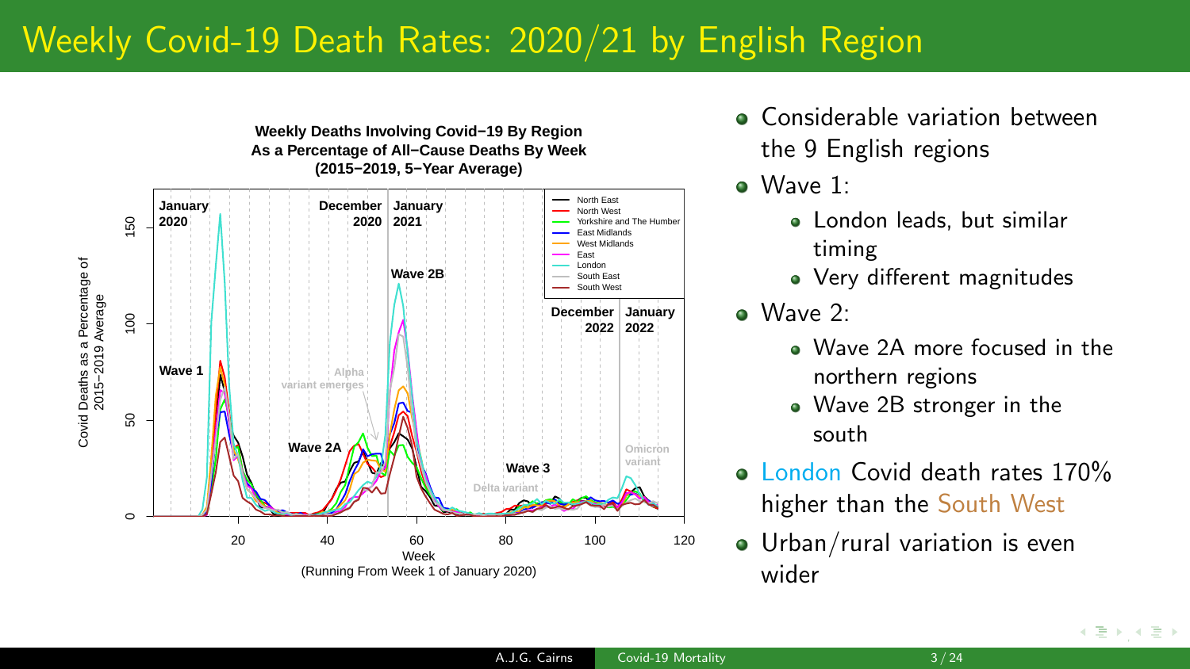# Weekly Covid-19 Death Rates: 2020/21 by English Region

**Weekly Deaths Involving Covid−19 By Region**
**As a Percentage of All−Cause Deaths By Week**
**(2015−2019, 5−Year Average)**

- Considerable variation between the 9 English regions
- Wave 1:
  - London leads, but similar timing
  - Very different magnitudes
- Wave 2:
  - Wave 2A more focused in the northern regions
  - Wave 2B stronger in the south
- London Covid death rates 170% higher than the South West
- Urban/rural variation is even wider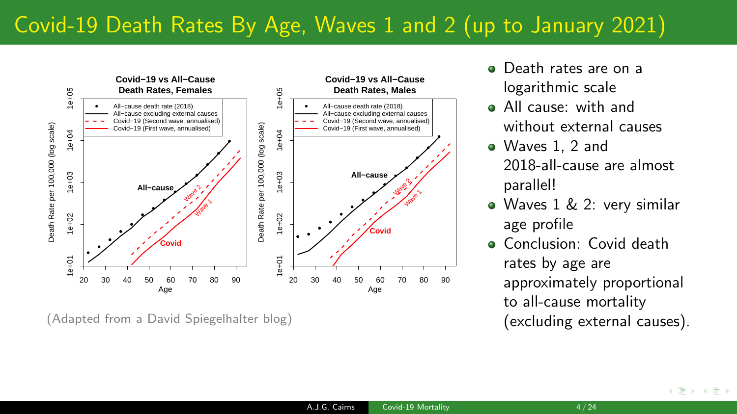# Covid-19 Death Rates By Age, Waves 1 and 2 (up to January 2021)

(Adapted from a David Spiegelhalter blog)

- Death rates are on a logarithmic scale
- All cause: with and without external causes
- Waves 1, 2 and 2018-all-cause are almost parallel!
- Waves 1 & 2: very similar age profile
- Conclusion: Covid death rates by age are approximately proportional to all-cause mortality (excluding external causes).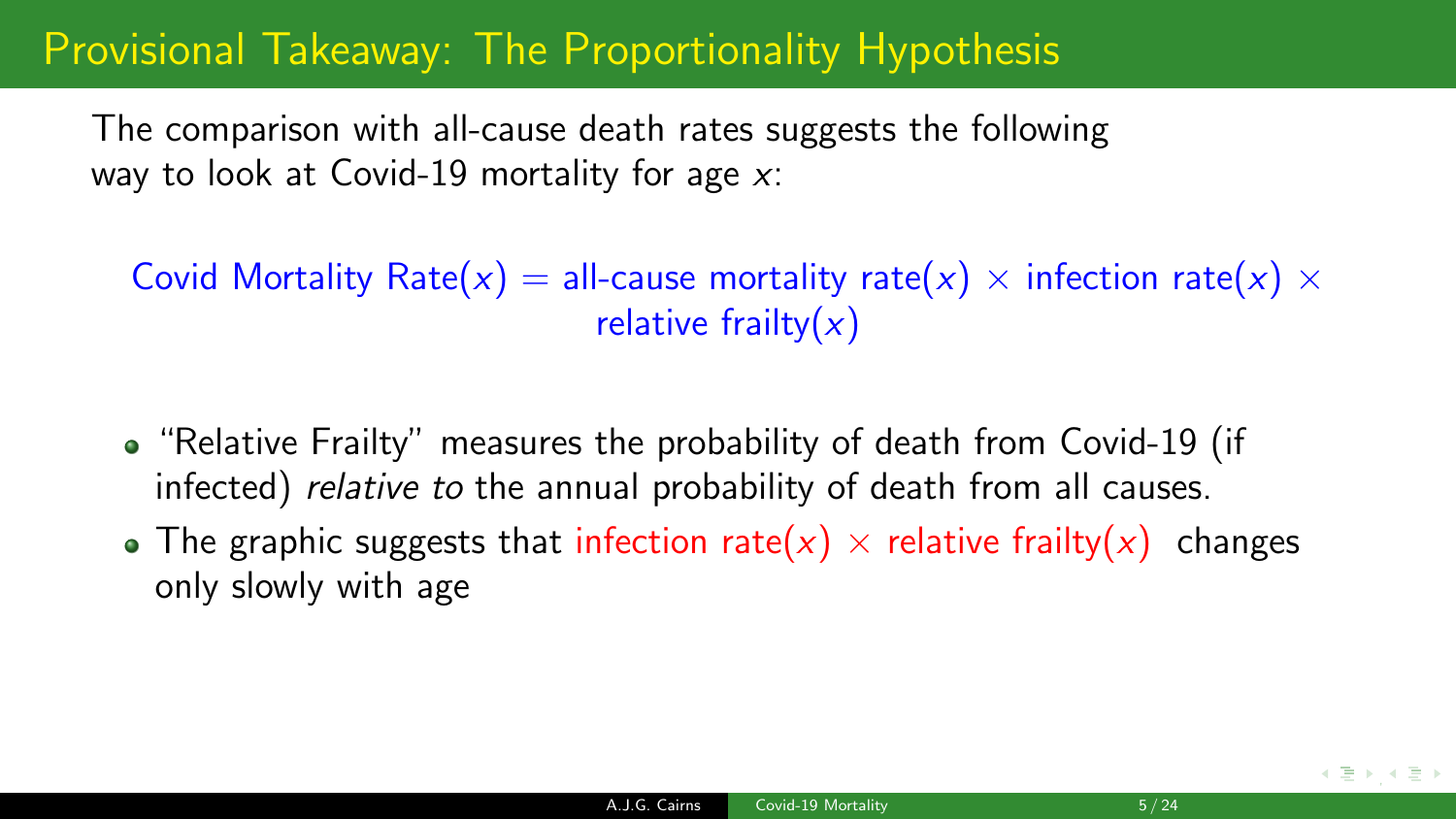# Provisional Takeaway: The Proportionality Hypothesis

The comparison with all-cause death rates suggests the following way to look at Covid-19 mortality for age $x$:

$$\text{Covid Mortality Rate}(x) = \text{all-cause mortality rate}(x) \times \text{infection rate}(x) \times \text{relative frailty}(x)$$

- "Relative Frailty" measures the probability of death from Covid-19 (if infected) *relative to* the annual probability of death from all causes.
- The graphic suggests that infection rate($x$) $\times$ relative frailty($x$) changes only slowly with age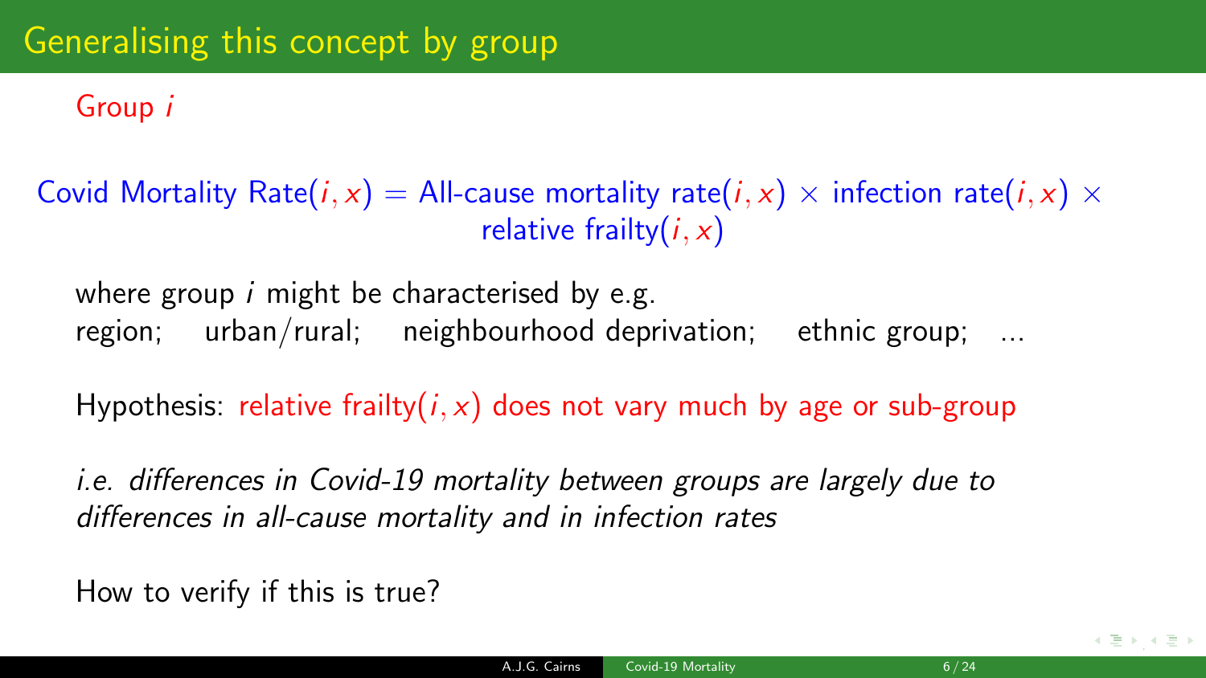## Generalising this concept by group

Group $i$

$$\text{Covid Mortality Rate}(i,x) = \text{All-cause mortality rate}(i,x) \times \text{infection rate}(i,x) \times \text{relative frailty}(i,x)$$

where group $i$ might be characterised by e.g.
region; urban/rural; neighbourhood deprivation; ethnic group; ...

Hypothesis: relative frailty$(i,x)$ does not vary much by age or sub-group

*i.e. differences in Covid-19 mortality between groups are largely due to differences in all-cause mortality and in infection rates*

How to verify if this is true?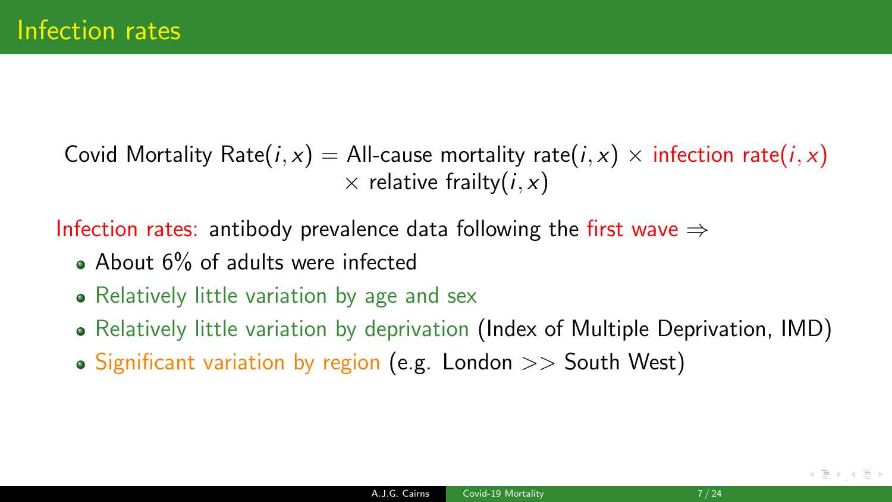# Infection rates

$$\text{Covid Mortality Rate}(i, x) = \text{All-cause mortality rate}(i, x) \times \text{infection rate}(i, x) \times \text{relative frailty}(i, x)$$

Infection rates: antibody prevalence data following the first wave $\Rightarrow$

- About 6% of adults were infected
- Relatively little variation by age and sex
- Relatively little variation by deprivation (Index of Multiple Deprivation, IMD)
- Significant variation by region (e.g. London $>>$ South West)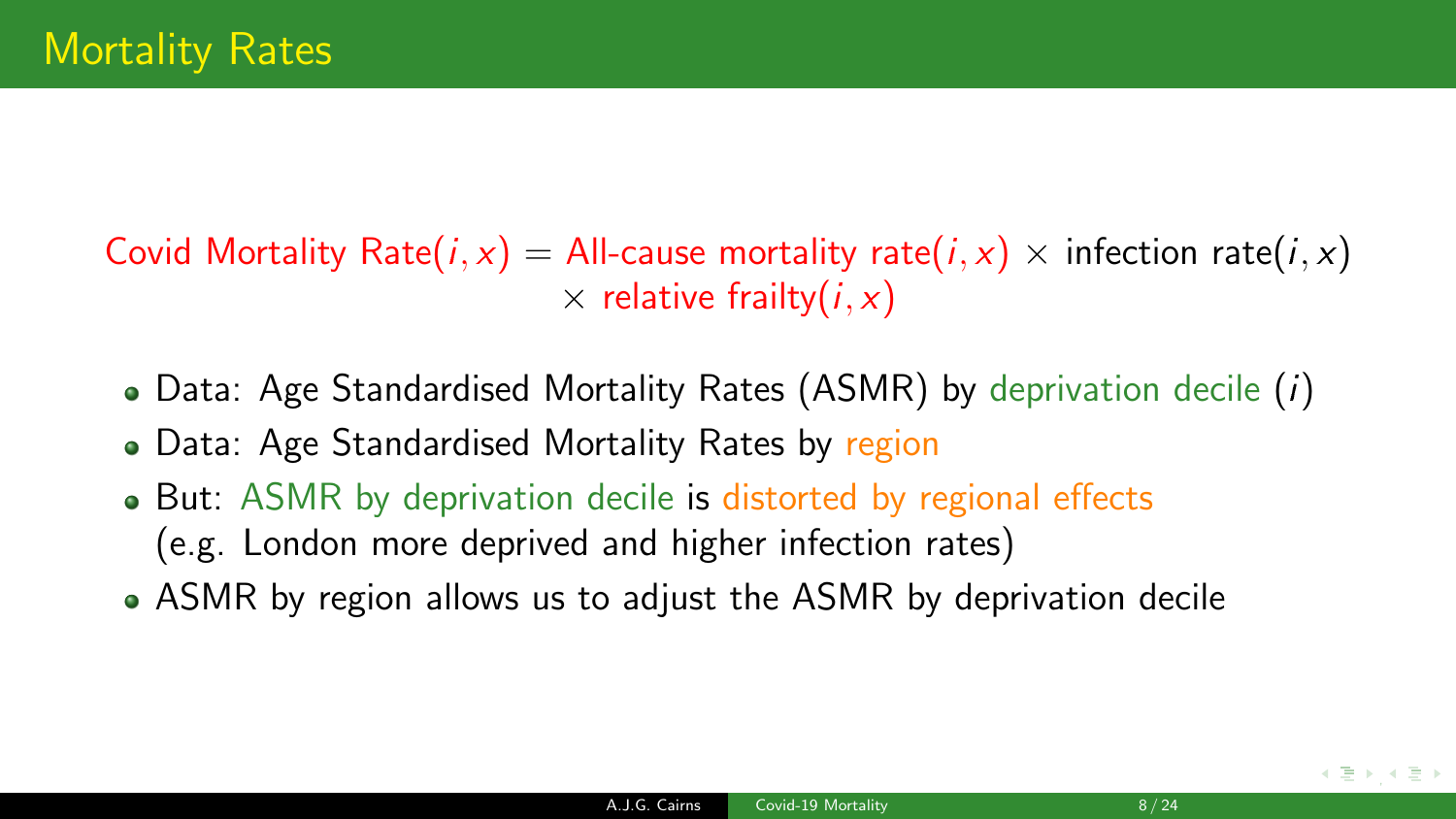# Mortality Rates

$$\text{Covid Mortality Rate}(i,x) = \text{All-cause mortality rate}(i,x) \times \text{infection rate}(i,x) \times \text{relative frailty}(i,x)$$

- Data: Age Standardised Mortality Rates (ASMR) by deprivation decile ($i$)
- Data: Age Standardised Mortality Rates by region
- But: ASMR by deprivation decile is distorted by regional effects (e.g. London more deprived and higher infection rates)
- ASMR by region allows us to adjust the ASMR by deprivation decile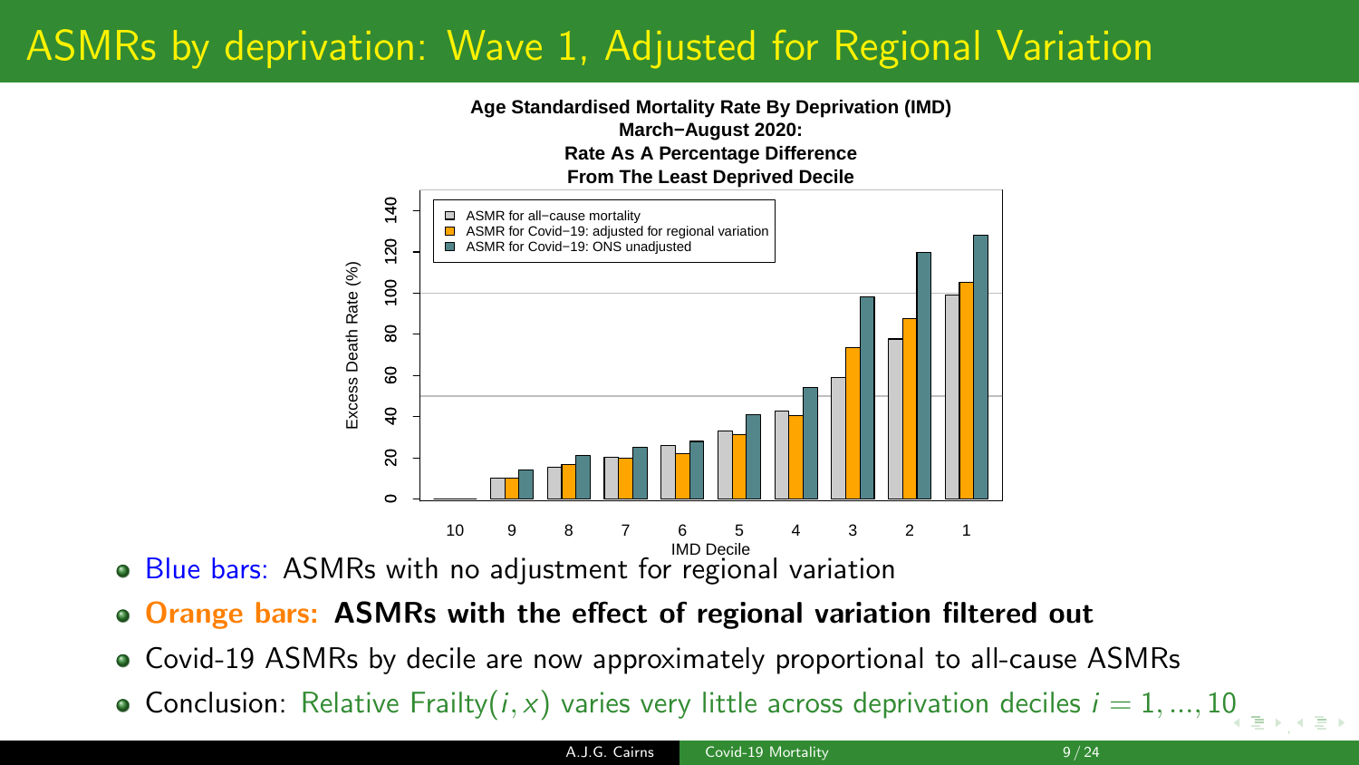# ASMRs by deprivation: Wave 1, Adjusted for Regional Variation

**Age Standardised Mortality Rate By Deprivation (IMD) March−August 2020: Rate As A Percentage Difference From The Least Deprived Decile**

- ASMR for all−cause mortality
- ASMR for Covid−19: adjusted for regional variation
- ASMR for Covid−19: ONS unadjusted

Excess Death Rate (%)

IMD Decile: 10, 9, 8, 7, 6, 5, 4, 3, 2, 1

- Blue bars: ASMRs with no adjustment for regional variation
- **Orange bars: ASMRs with the effect of regional variation filtered out**
- Covid-19 ASMRs by decile are now approximately proportional to all-cause ASMRs
- Conclusion: Relative Frailty$(i, x)$ varies very little across deprivation deciles $i = 1, ..., 10$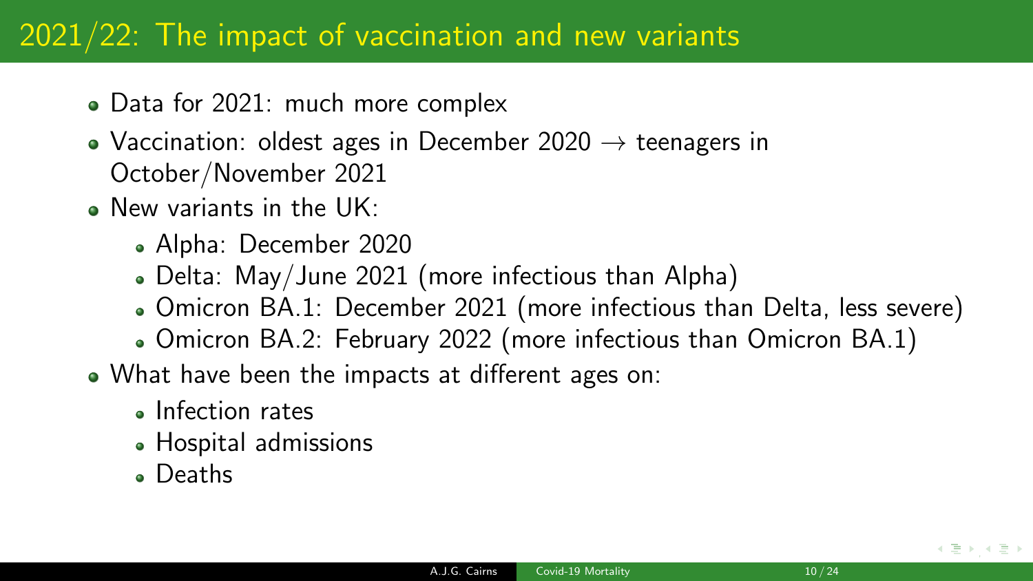## 2021/22: The impact of vaccination and new variants

- Data for 2021: much more complex
- Vaccination: oldest ages in December 2020 $\rightarrow$ teenagers in October/November 2021
- New variants in the UK:
  - Alpha: December 2020
  - Delta: May/June 2021 (more infectious than Alpha)
  - Omicron BA.1: December 2021 (more infectious than Delta, less severe)
  - Omicron BA.2: February 2022 (more infectious than Omicron BA.1)
- What have been the impacts at different ages on:
  - Infection rates
  - Hospital admissions
  - Deaths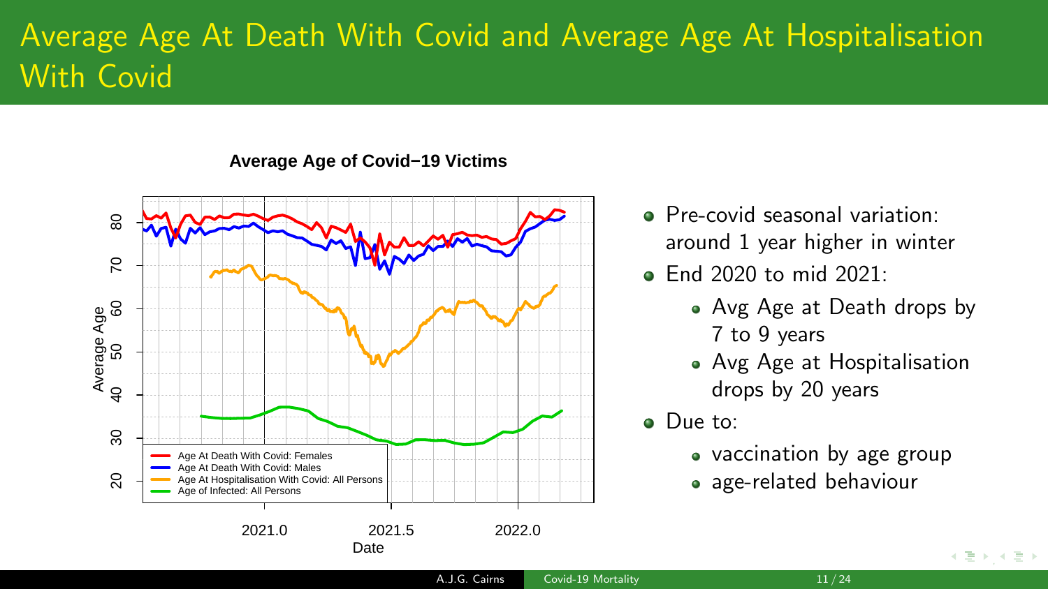# Average Age At Death With Covid and Average Age At Hospitalisation With Covid

**Average Age of Covid−19 Victims**

- Pre-covid seasonal variation: around 1 year higher in winter
- End 2020 to mid 2021:
  - Avg Age at Death drops by 7 to 9 years
  - Avg Age at Hospitalisation drops by 20 years
- Due to:
  - vaccination by age group
  - age-related behaviour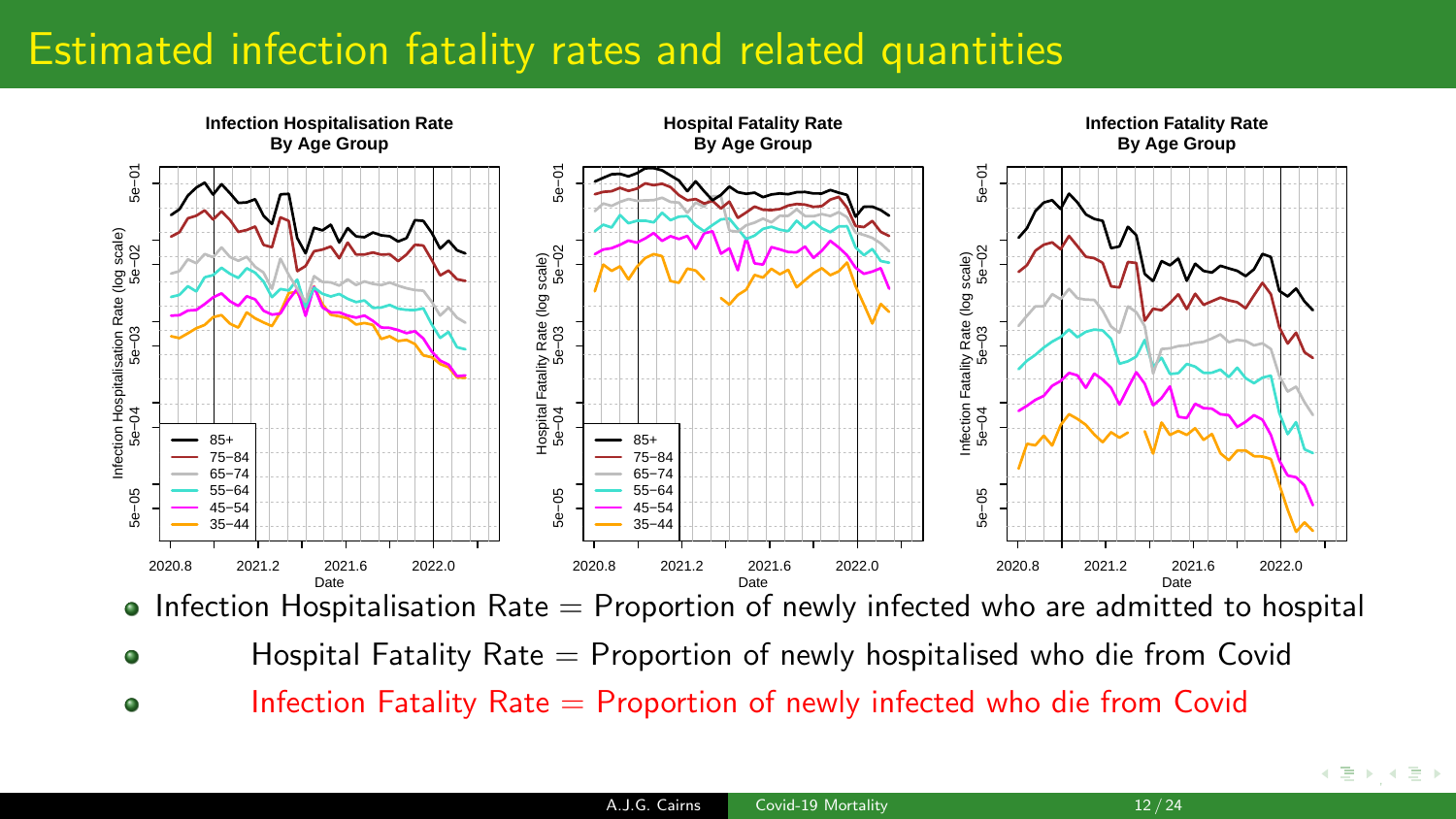# Estimated infection fatality rates and related quantities

- Infection Hospitalisation Rate = Proportion of newly infected who are admitted to hospital
- Hospital Fatality Rate = Proportion of newly hospitalised who die from Covid
- Infection Fatality Rate = Proportion of newly infected who die from Covid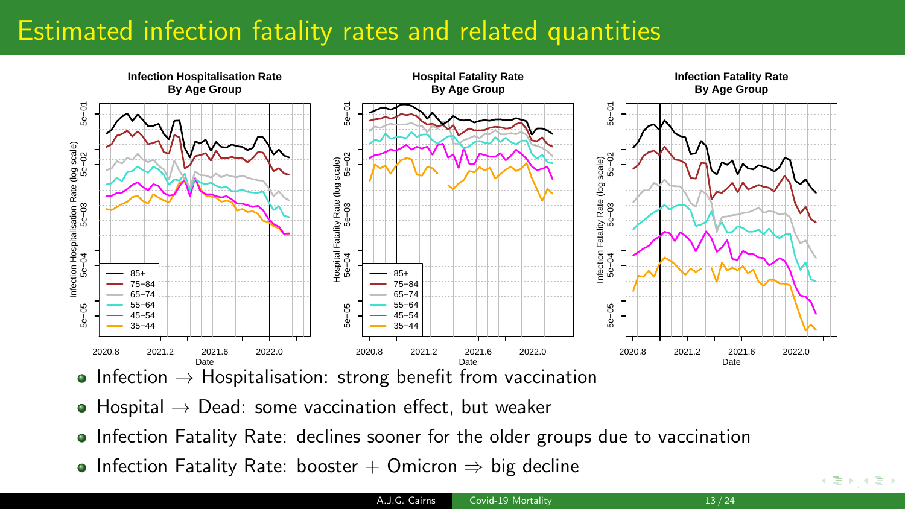# Estimated infection fatality rates and related quantities

- Infection → Hospitalisation: strong benefit from vaccination
- Hospital → Dead: some vaccination effect, but weaker
- Infection Fatality Rate: declines sooner for the older groups due to vaccination
- Infection Fatality Rate: booster + Omicron ⇒ big decline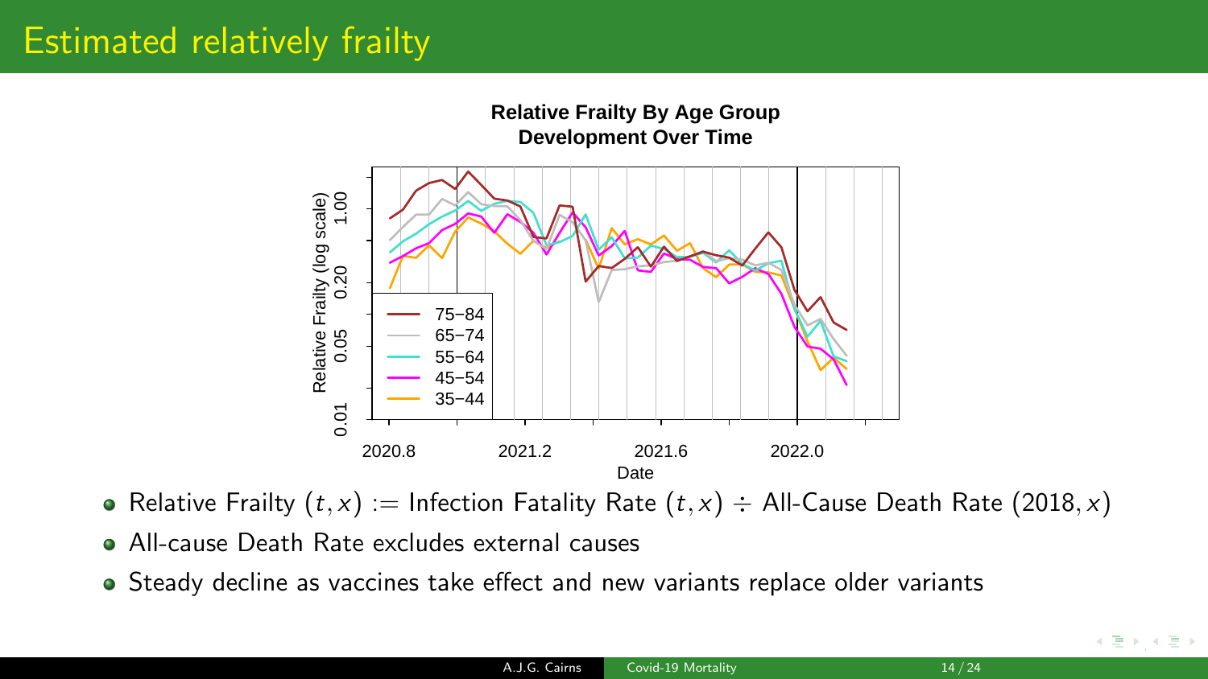# Estimated relatively frailty

- Relative Frailty $(t, x) :=$ Infection Fatality Rate $(t, x) \div$ All-Cause Death Rate $(2018, x)$
- All-cause Death Rate excludes external causes
- Steady decline as vaccines take effect and new variants replace older variants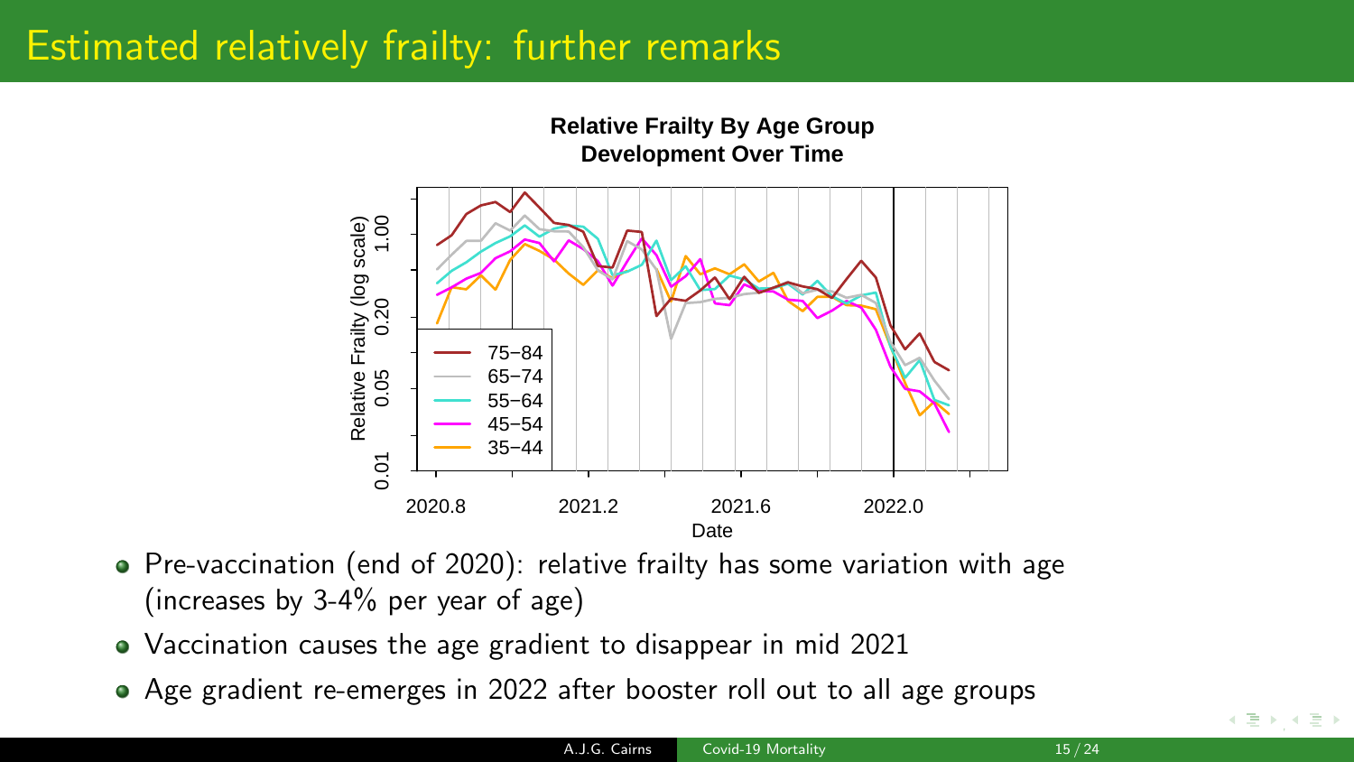# Estimated relatively frailty: further remarks

- Pre-vaccination (end of 2020): relative frailty has some variation with age (increases by 3-4% per year of age)
- Vaccination causes the age gradient to disappear in mid 2021
- Age gradient re-emerges in 2022 after booster roll out to all age groups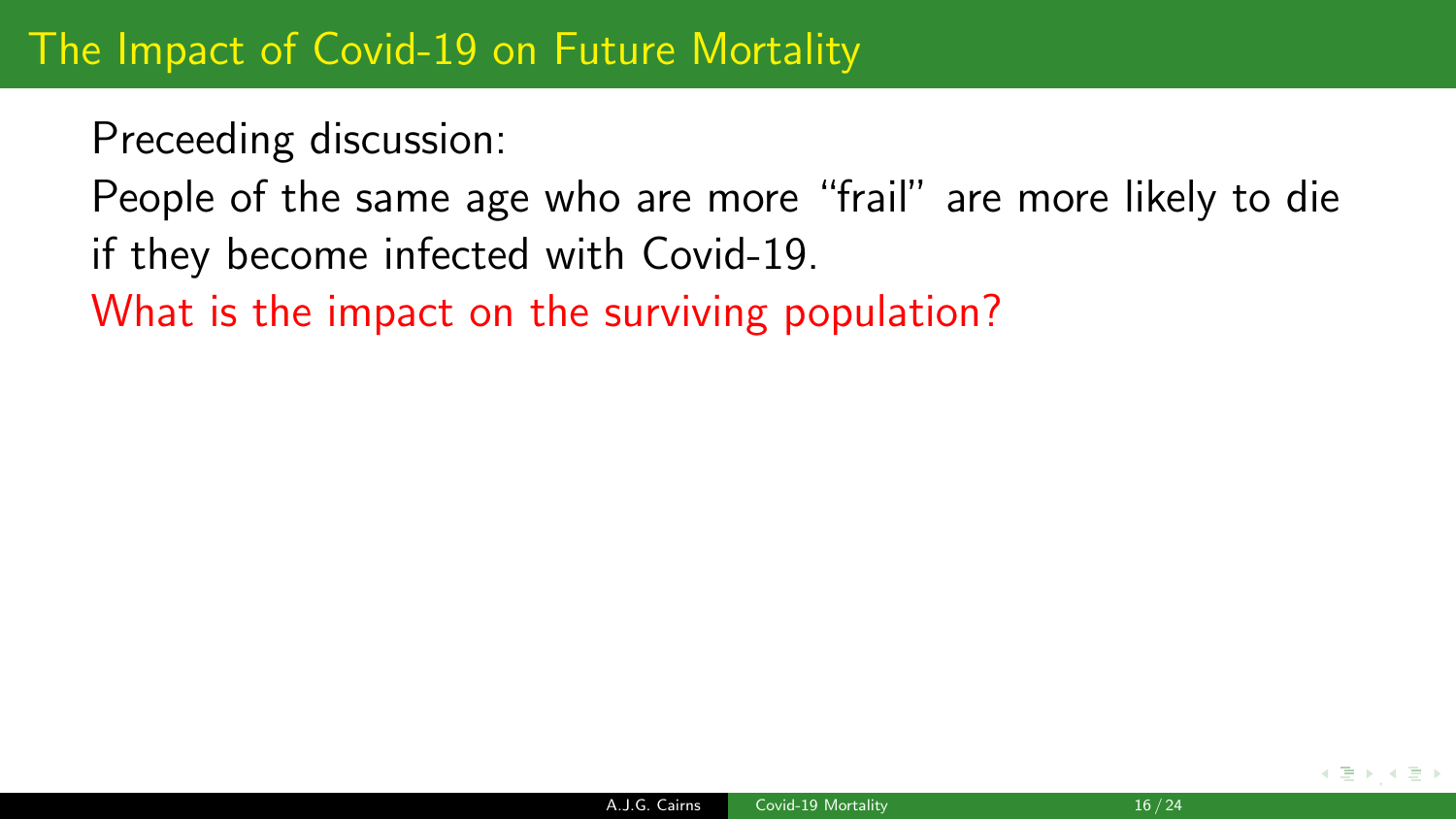## The Impact of Covid-19 on Future Mortality

Preceeding discussion:

People of the same age who are more “frail” are more likely to die if they become infected with Covid-19.

What is the impact on the surviving population?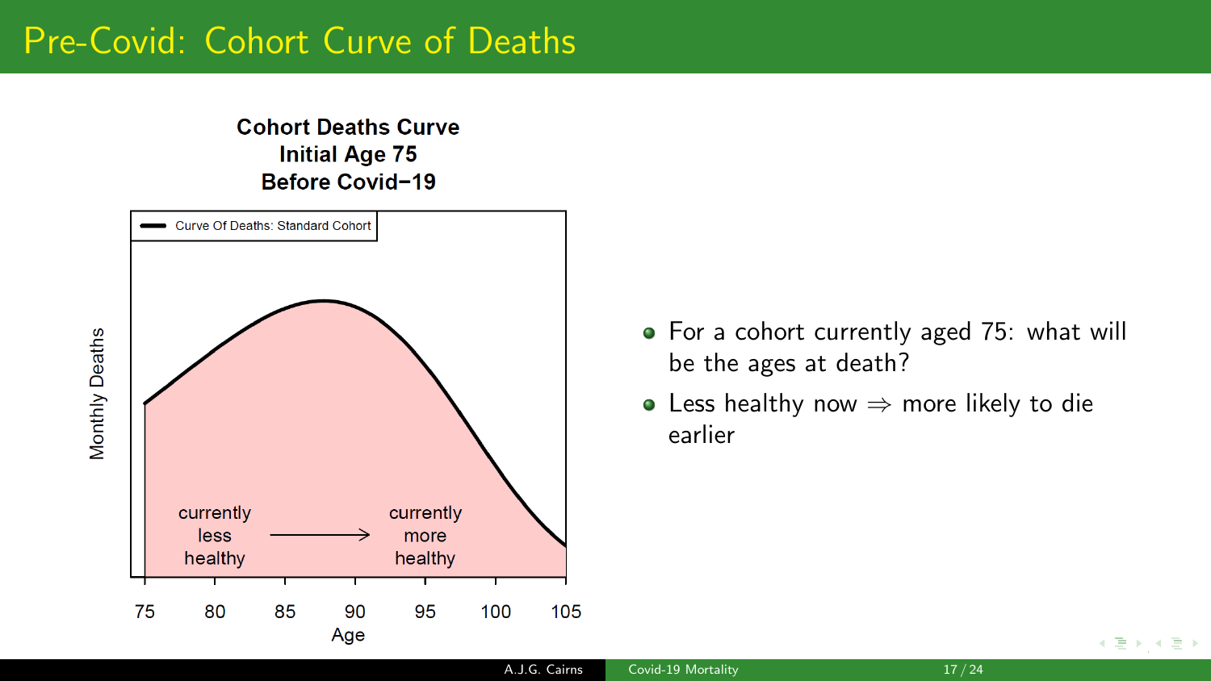# Pre-Covid: Cohort Curve of Deaths

**Cohort Deaths Curve**
**Initial Age 75**
**Before Covid−19**

Curve Of Deaths: Standard Cohort

Monthly Deaths

currently less healthy → currently more healthy

75 80 85 90 95 100 105

Age

- For a cohort currently aged 75: what will be the ages at death?
- Less healthy now ⇒ more likely to die earlier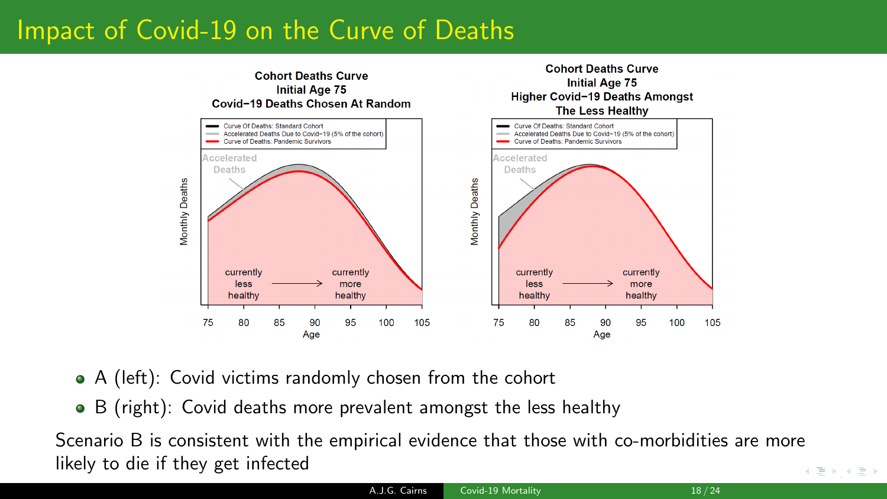# Impact of Covid-19 on the Curve of Deaths

**Cohort Deaths Curve**
**Initial Age 75**
**Covid−19 Deaths Chosen At Random**

- Curve Of Deaths: Standard Cohort
- Accelerated Deaths Due to Covid−19 (5% of the cohort)
- Curve of Deaths: Pandemic Survivors

Accelerated Deaths

currently less healthy → currently more healthy

Monthly Deaths

Age: 75, 80, 85, 90, 95, 100, 105

**Cohort Deaths Curve**
**Initial Age 75**
**Higher Covid−19 Deaths Amongst The Less Healthy**

- Curve Of Deaths: Standard Cohort
- Accelerated Deaths Due to Covid−19 (5% of the cohort)
- Curve of Deaths: Pandemic Survivors

Accelerated Deaths

currently less healthy → currently more healthy

Monthly Deaths

Age: 75, 80, 85, 90, 95, 100, 105

- A (left): Covid victims randomly chosen from the cohort
- B (right): Covid deaths more prevalent amongst the less healthy

Scenario B is consistent with the empirical evidence that those with co-morbidities are more likely to die if they get infected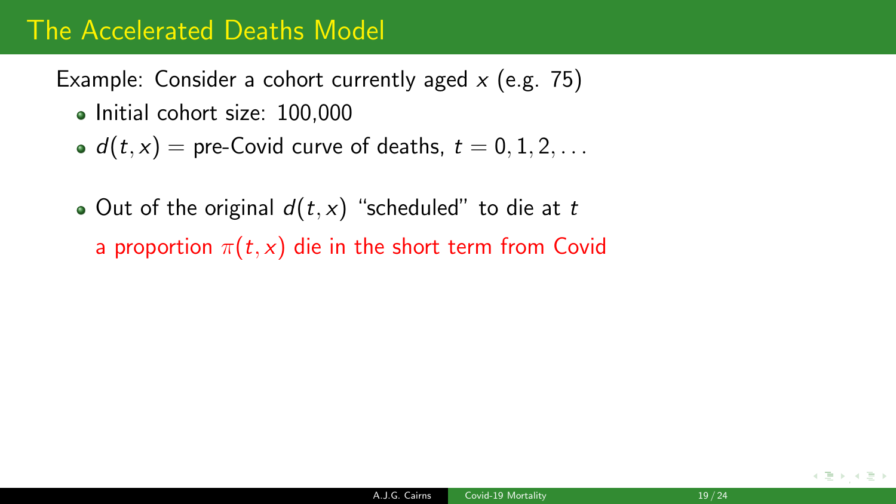## The Accelerated Deaths Model

Example: Consider a cohort currently aged $x$ (e.g. 75)

- Initial cohort size: 100,000
- $d(t, x) =$ pre-Covid curve of deaths, $t = 0, 1, 2, \ldots$

- Out of the original $d(t, x)$ "scheduled" to die at $t$
  a proportion $\pi(t, x)$ die in the short term from Covid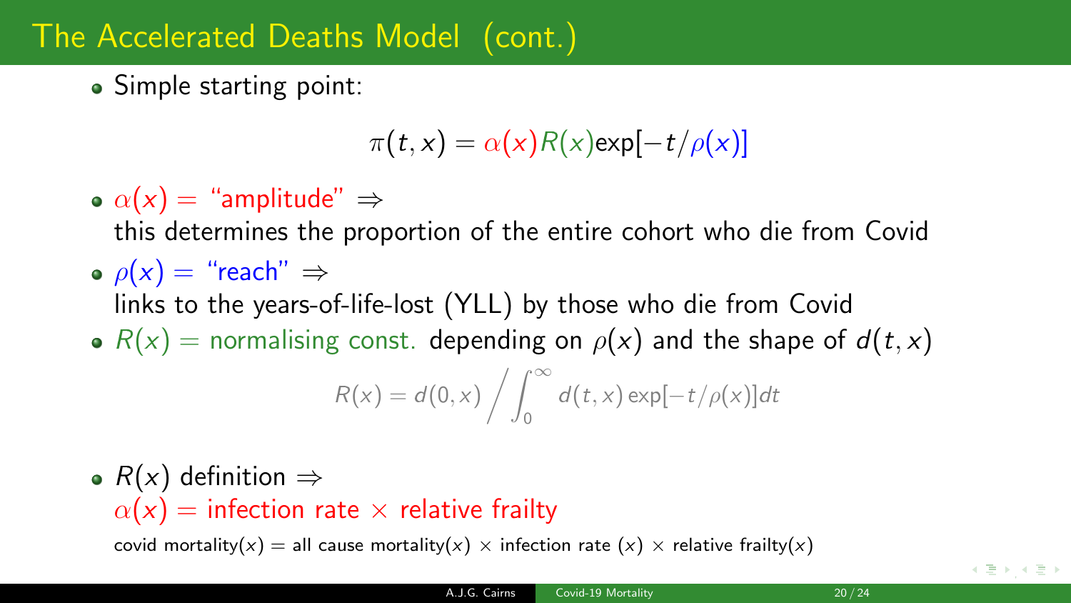# The Accelerated Deaths Model (cont.)

- Simple starting point:

$$\pi(t, x) = \alpha(x) R(x) \exp[-t/\rho(x)]$$

- $\alpha(x) =$ "amplitude" $\Rightarrow$
  this determines the proportion of the entire cohort who die from Covid
- $\rho(x) =$ "reach" $\Rightarrow$
  links to the years-of-life-lost (YLL) by those who die from Covid
- $R(x) =$ normalising const. depending on $\rho(x)$ and the shape of $d(t, x)$

$$R(x) = d(0, x) \bigg/ \int_0^\infty d(t, x) \exp[-t/\rho(x)] dt$$

- $R(x)$ definition $\Rightarrow$
  $\alpha(x) =$ infection rate $\times$ relative frailty

  covid mortality$(x)$ = all cause mortality$(x)$ $\times$ infection rate $(x)$ $\times$ relative frailty$(x)$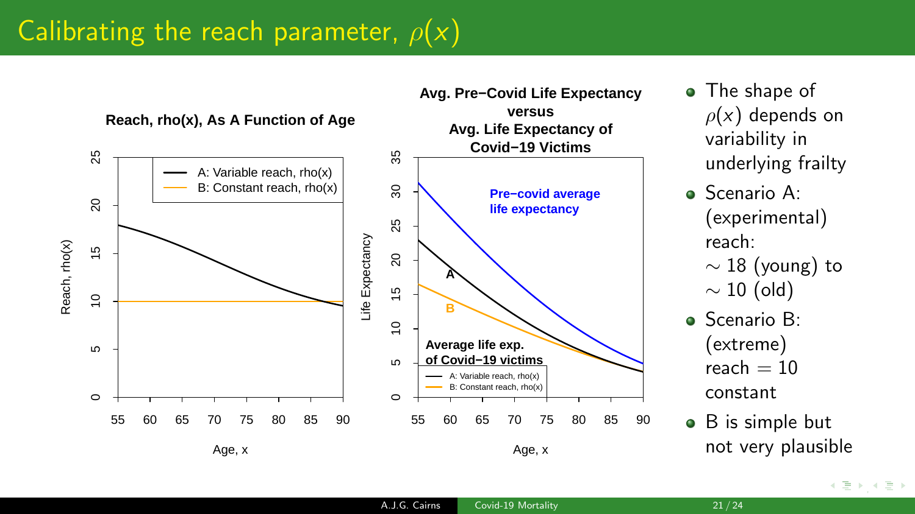# Calibrating the reach parameter, $\rho(x)$

**Reach, rho(x), As A Function of Age**

- A: Variable reach, rho(x)
- B: Constant reach, rho(x)

Reach, rho(x) — Age, x

**Avg. Pre−Covid Life Expectancy versus Avg. Life Expectancy of Covid−19 Victims**

Pre−covid average life expectancy

Average life exp. of Covid−19 victims
- A: Variable reach, rho(x)
- B: Constant reach, rho(x)

Life Expectancy — Age, x

- The shape of $\rho(x)$ depends on variability in underlying frailty
- Scenario A: (experimental) reach: $\sim 18$ (young) to $\sim 10$ (old)
- Scenario B: (extreme) reach $= 10$ constant
- B is simple but not very plausible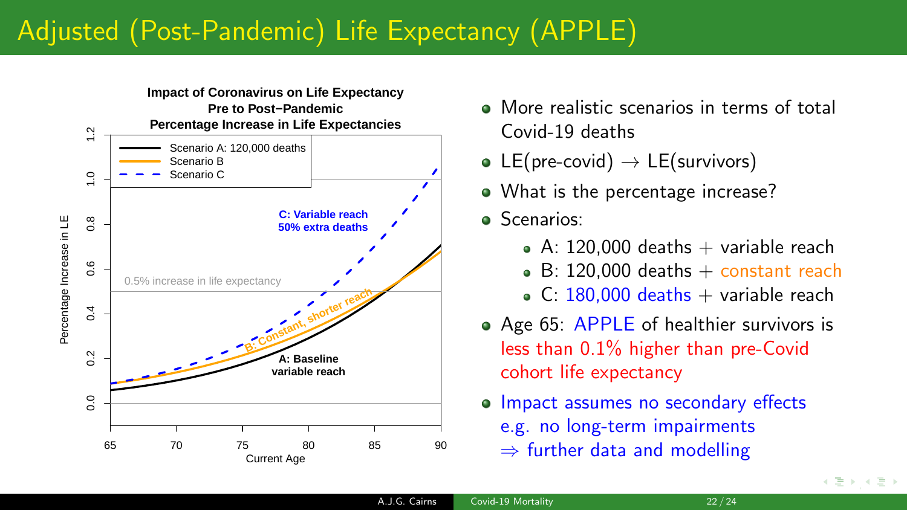# Adjusted (Post-Pandemic) Life Expectancy (APPLE)

**Impact of Coronavirus on Life Expectancy**
**Pre to Post−Pandemic**
**Percentage Increase in Life Expectancies**

- Scenario A: 120,000 deaths
- Scenario B
- Scenario C

C: Variable reach 50% extra deaths

B: Constant, shorter reach

A: Baseline variable reach

0.5% increase in life expectancy

Percentage Increase in LE (y-axis: 0.0–1.2); Current Age (x-axis: 65–90)

- More realistic scenarios in terms of total Covid-19 deaths
- LE(pre-covid) $\rightarrow$ LE(survivors)
- What is the percentage increase?
- Scenarios:
  - A: 120,000 deaths + variable reach
  - B: 120,000 deaths + constant reach
  - C: 180,000 deaths + variable reach
- Age 65: APPLE of healthier survivors is less than 0.1% higher than pre-Covid cohort life expectancy
- Impact assumes no secondary effects e.g. no long-term impairments $\Rightarrow$ further data and modelling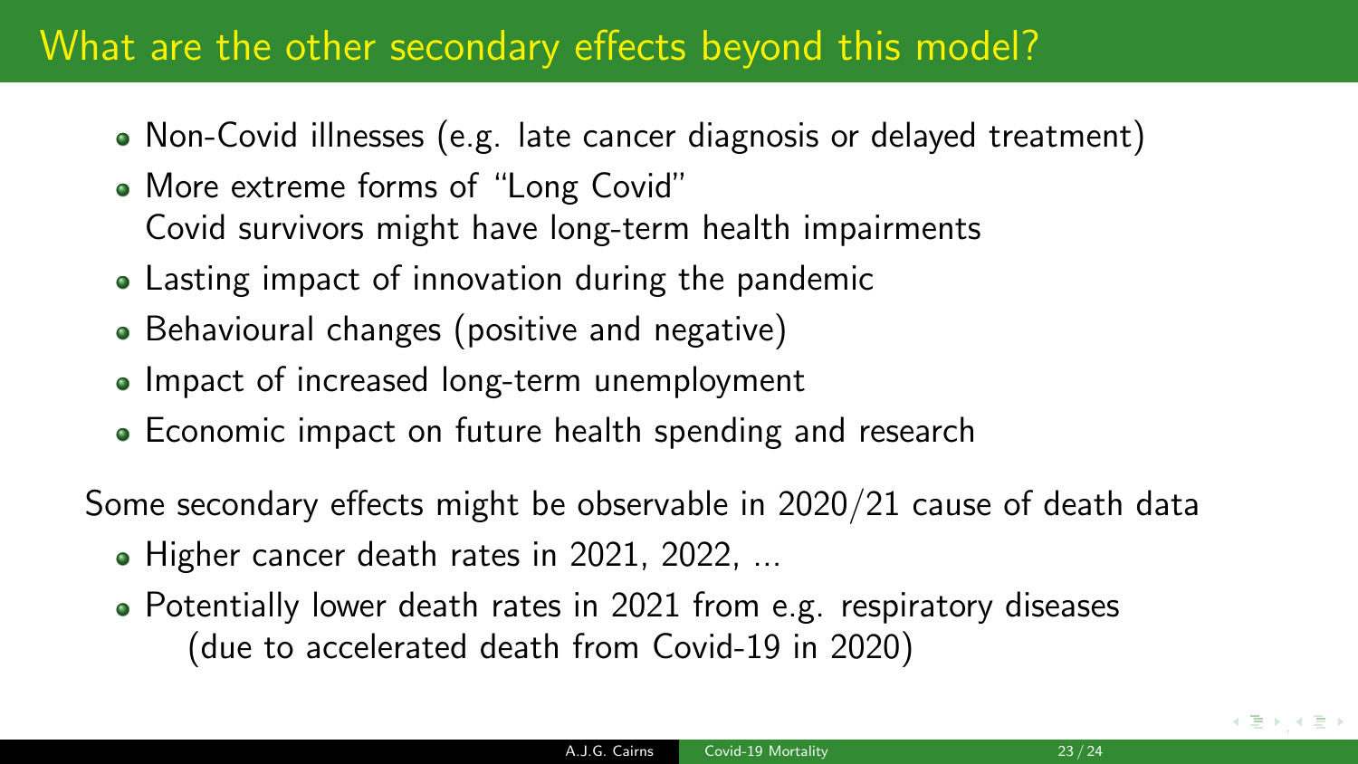## What are the other secondary effects beyond this model?

- Non-Covid illnesses (e.g. late cancer diagnosis or delayed treatment)
- More extreme forms of "Long Covid"
  Covid survivors might have long-term health impairments
- Lasting impact of innovation during the pandemic
- Behavioural changes (positive and negative)
- Impact of increased long-term unemployment
- Economic impact on future health spending and research

Some secondary effects might be observable in 2020/21 cause of death data

- Higher cancer death rates in 2021, 2022, ...
- Potentially lower death rates in 2021 from e.g. respiratory diseases
  (due to accelerated death from Covid-19 in 2020)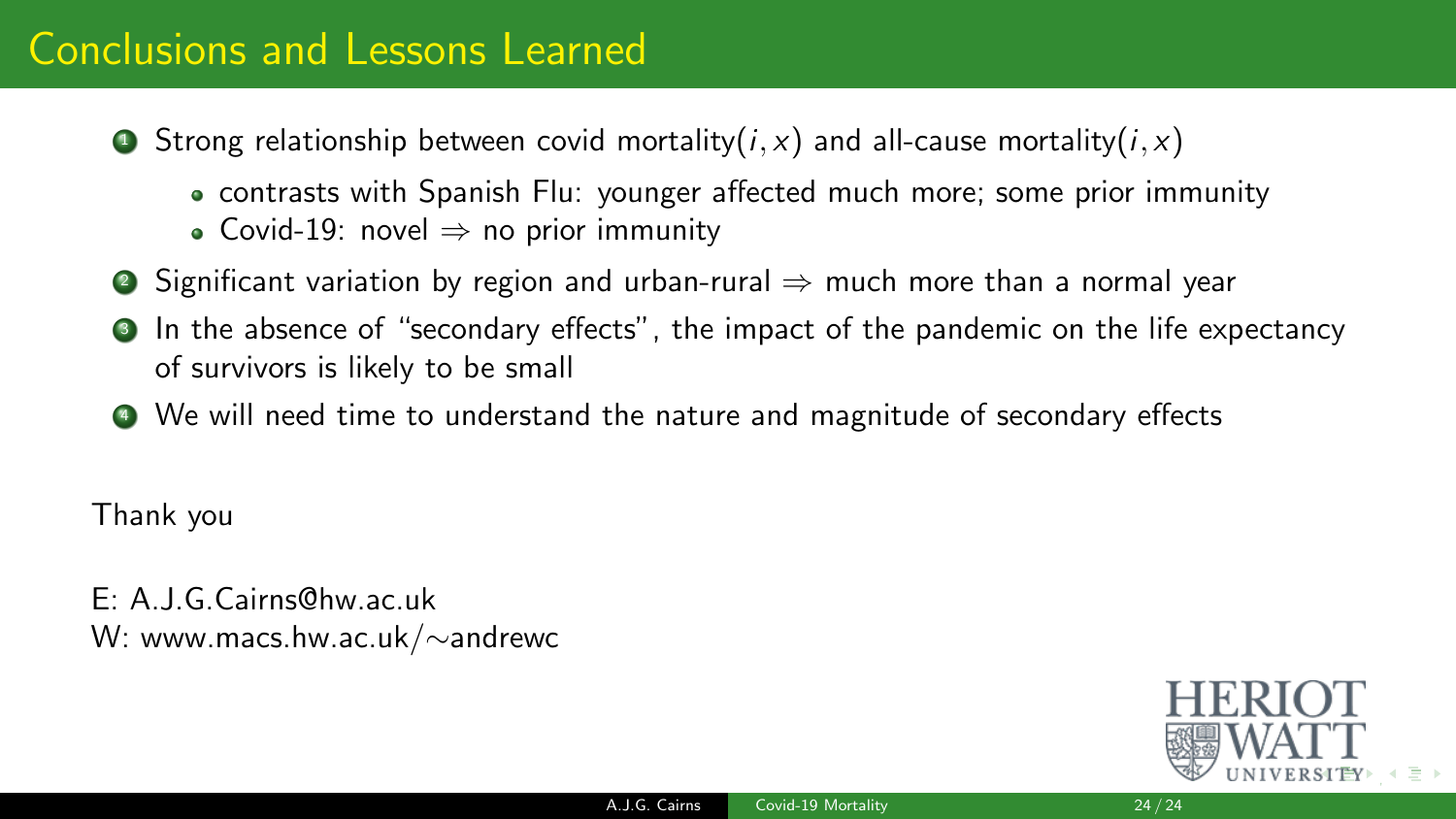# Conclusions and Lessons Learned

1. Strong relationship between covid mortality$(i, x)$ and all-cause mortality$(i, x)$
   - contrasts with Spanish Flu: younger affected much more; some prior immunity
   - Covid-19: novel $\Rightarrow$ no prior immunity
2. Significant variation by region and urban-rural $\Rightarrow$ much more than a normal year
3. In the absence of "secondary effects", the impact of the pandemic on the life expectancy of survivors is likely to be small
4. We will need time to understand the nature and magnitude of secondary effects

Thank you

E: A.J.G.Cairns@hw.ac.uk
W: www.macs.hw.ac.uk/∼andrewc